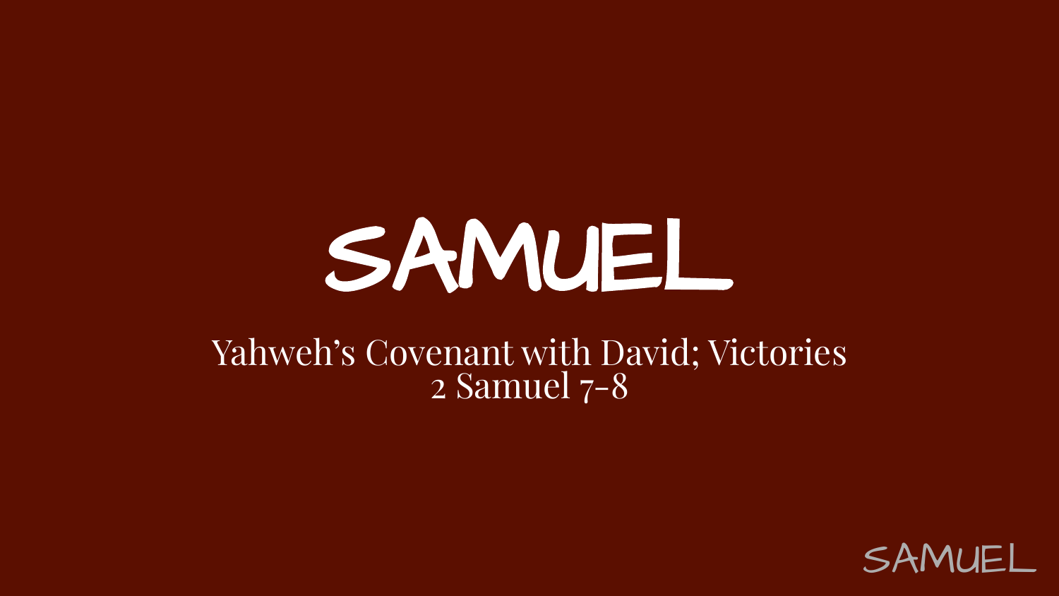# SAMUEL

Yahweh's Covenant with David; Victories
2 Samuel 7-8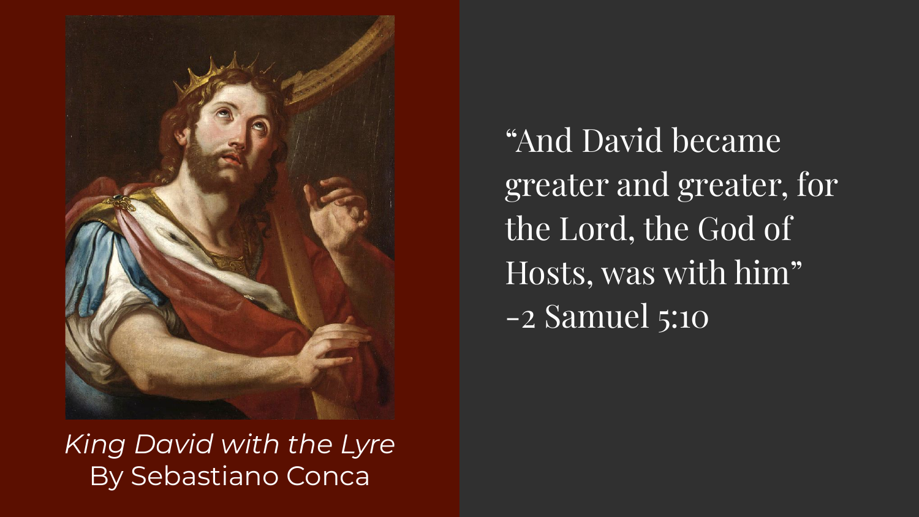*King David with the Lyre*
By Sebastiano Conca

"And David became greater and greater, for the Lord, the God of Hosts, was with him"
-2 Samuel 5:10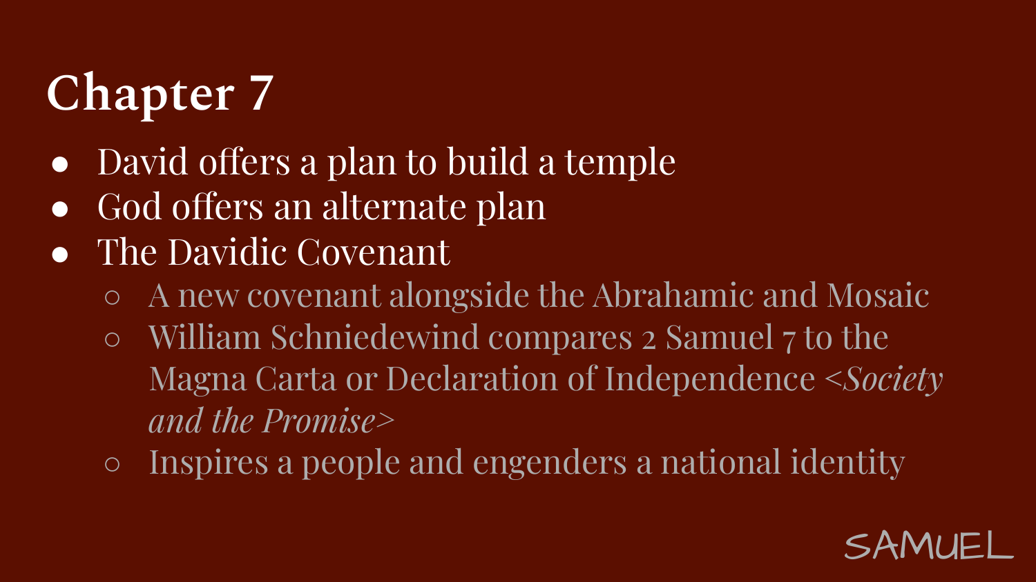# Chapter 7

- David offers a plan to build a temple
- God offers an alternate plan
- The Davidic Covenant
  - A new covenant alongside the Abrahamic and Mosaic
  - William Schniedewind compares 2 Samuel 7 to the Magna Carta or Declaration of Independence <*Society and the Promise*>
  - Inspires a people and engenders a national identity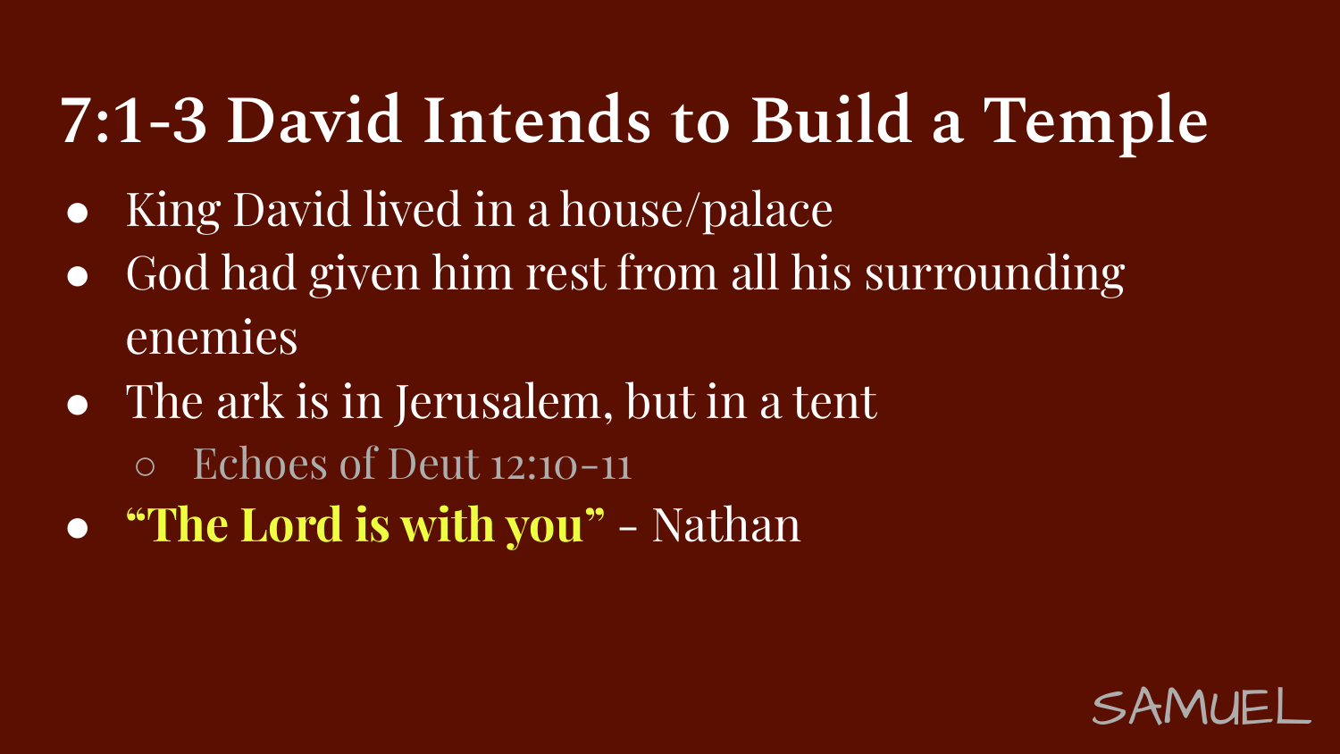# 7:1-3 David Intends to Build a Temple

- King David lived in a house/palace
- God had given him rest from all his surrounding enemies
- The ark is in Jerusalem, but in a tent
  - Echoes of Deut 12:10-11
- **"The Lord is with you"** - Nathan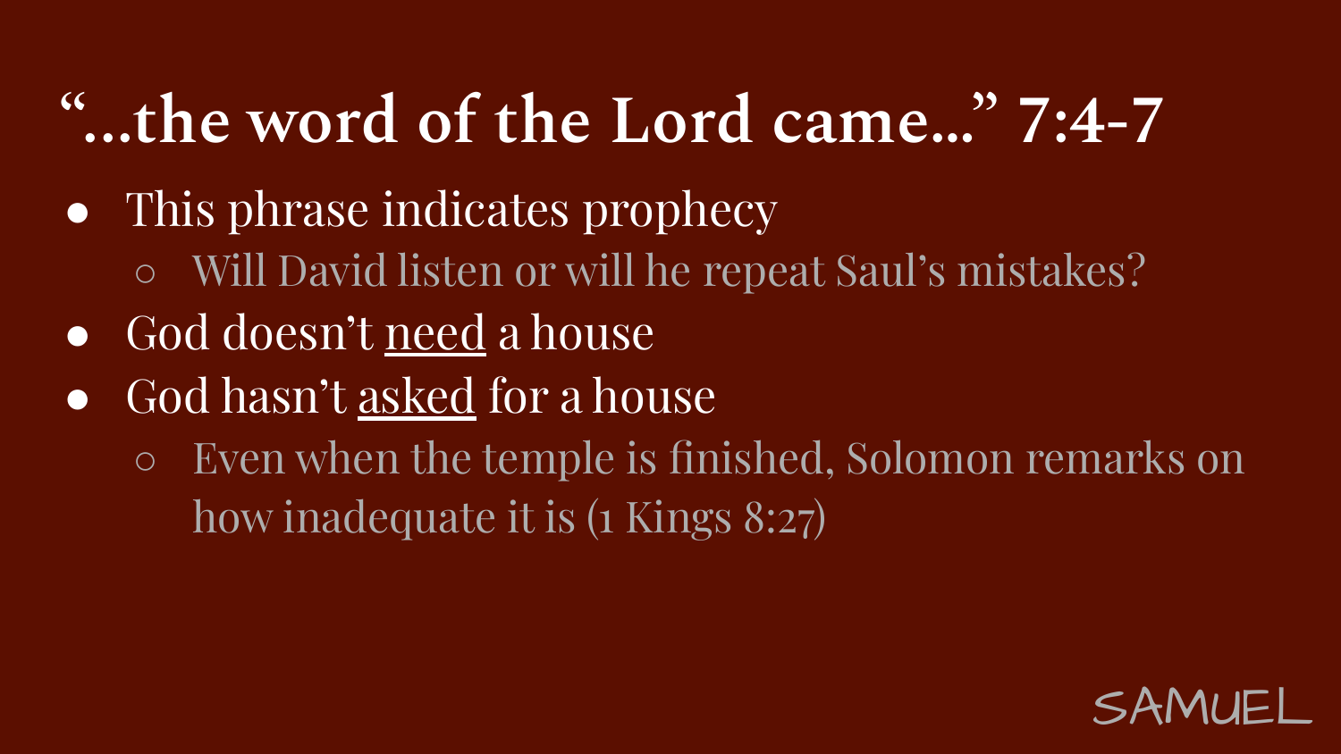# "…the word of the Lord came…" 7:4-7

- This phrase indicates prophecy
  - Will David listen or will he repeat Saul's mistakes?
- God doesn't <u>need</u> a house
- God hasn't <u>asked</u> for a house
  - Even when the temple is finished, Solomon remarks on how inadequate it is (1 Kings 8:27)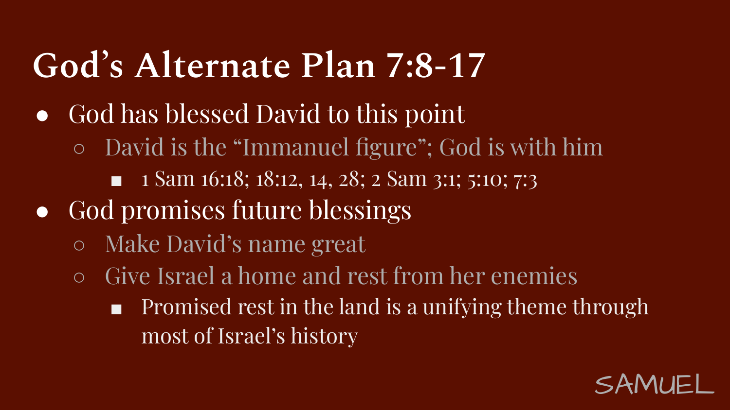# God's Alternate Plan 7:8-17

- God has blessed David to this point
  - David is the "Immanuel figure"; God is with him
    - 1 Sam 16:18; 18:12, 14, 28; 2 Sam 3:1; 5:10; 7:3
- God promises future blessings
  - Make David's name great
  - Give Israel a home and rest from her enemies
    - Promised rest in the land is a unifying theme through most of Israel's history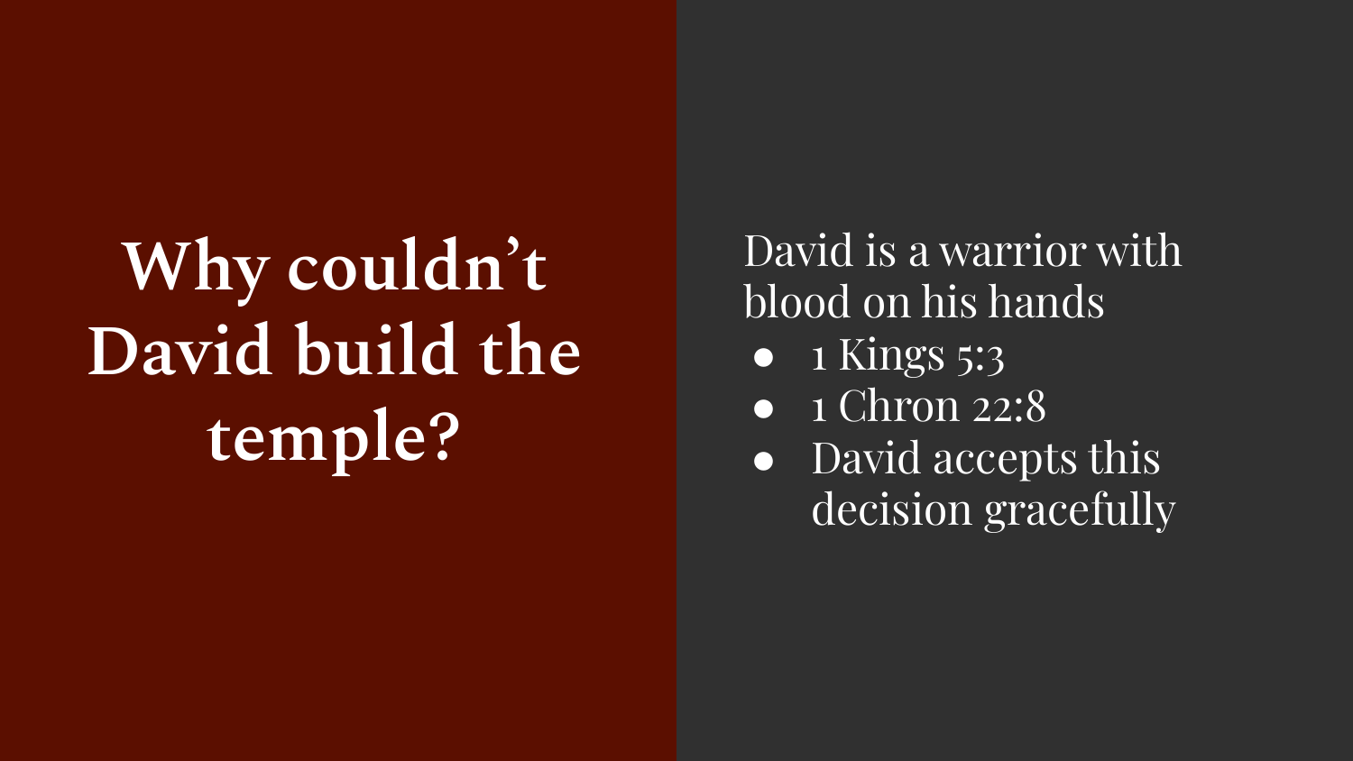# Why couldn't David build the temple?

David is a warrior with blood on his hands

- 1 Kings 5:3
- 1 Chron 22:8
- David accepts this decision gracefully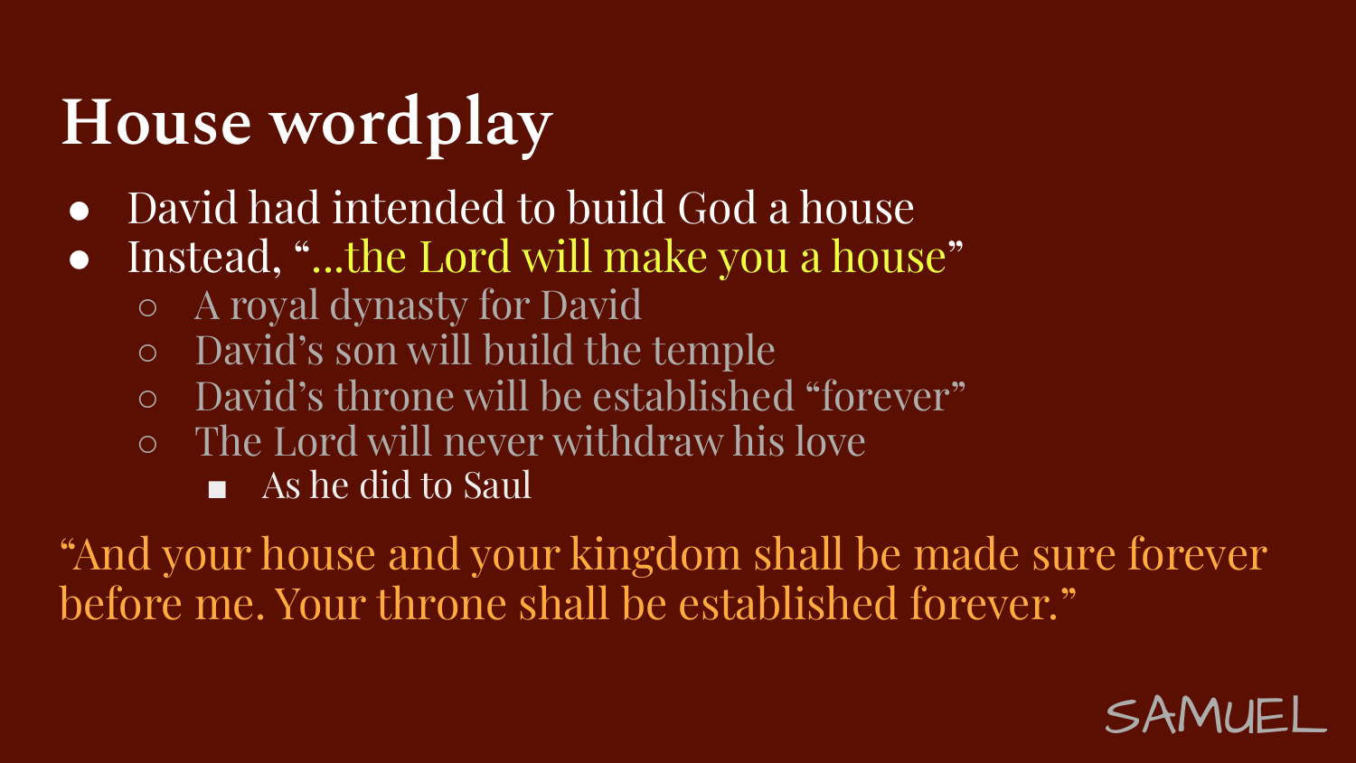# House wordplay

- David had intended to build God a house
- Instead, "...the Lord will make you a house"
  - A royal dynasty for David
  - David's son will build the temple
  - David's throne will be established "forever"
  - The Lord will never withdraw his love
    - As he did to Saul

"And your house and your kingdom shall be made sure forever before me. Your throne shall be established forever."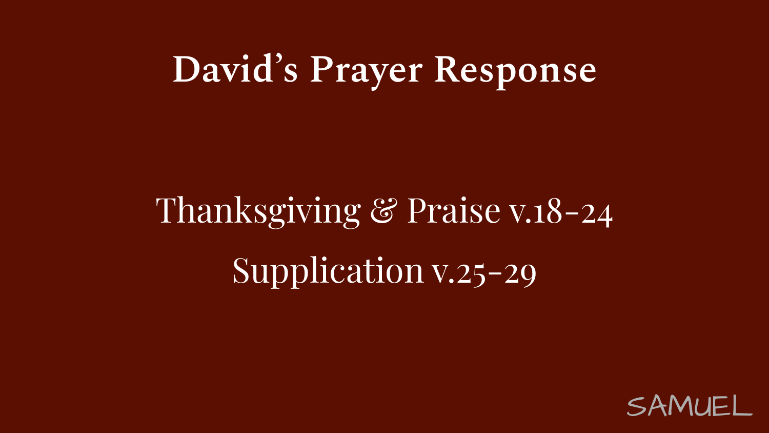# David's Prayer Response

Thanksgiving & Praise v.18-24

Supplication v.25-29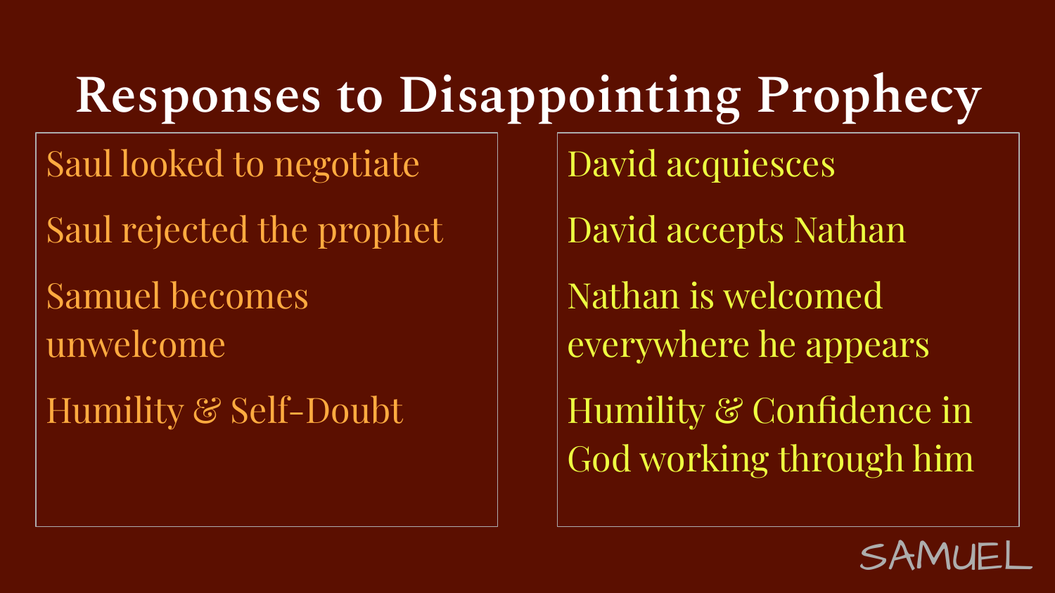# Responses to Disappointing Prophecy

| | |
|---|---|
| Saul looked to negotiate | David acquiesces |
| Saul rejected the prophet | David accepts Nathan |
| Samuel becomes unwelcome | Nathan is welcomed everywhere he appears |
| Humility & Self-Doubt | Humility & Confidence in God working through him |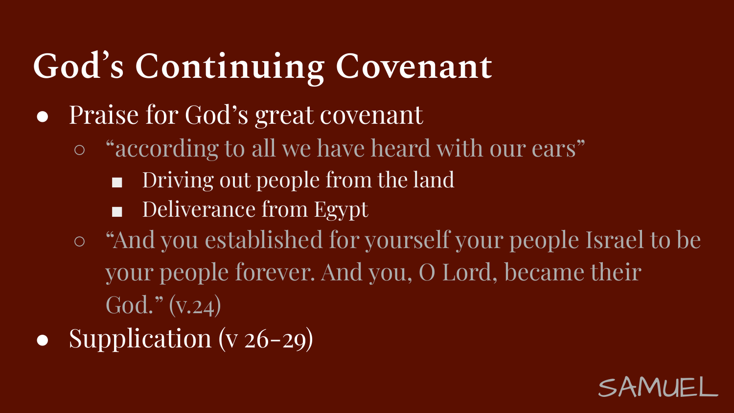# God's Continuing Covenant

- Praise for God's great covenant
  - "according to all we have heard with our ears"
    - Driving out people from the land
    - Deliverance from Egypt
  - "And you established for yourself your people Israel to be your people forever. And you, O Lord, became their God." (v.24)
- Supplication (v 26-29)

SAMUEL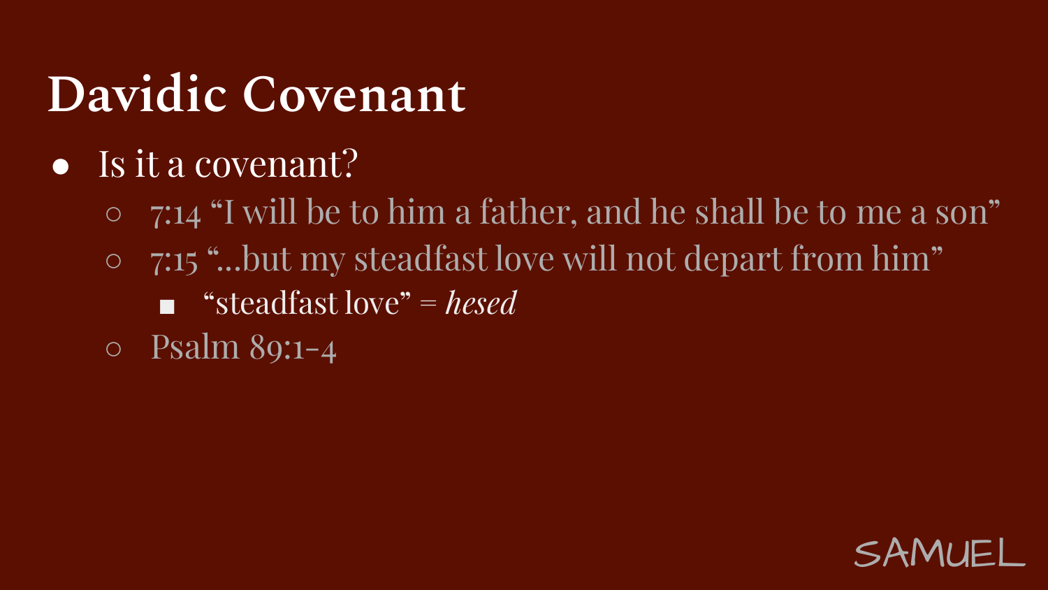# Davidic Covenant

- Is it a covenant?
  - 7:14 "I will be to him a father, and he shall be to me a son"
  - 7:15 "...but my steadfast love will not depart from him"
    - "steadfast love" = *hesed*
  - Psalm 89:1-4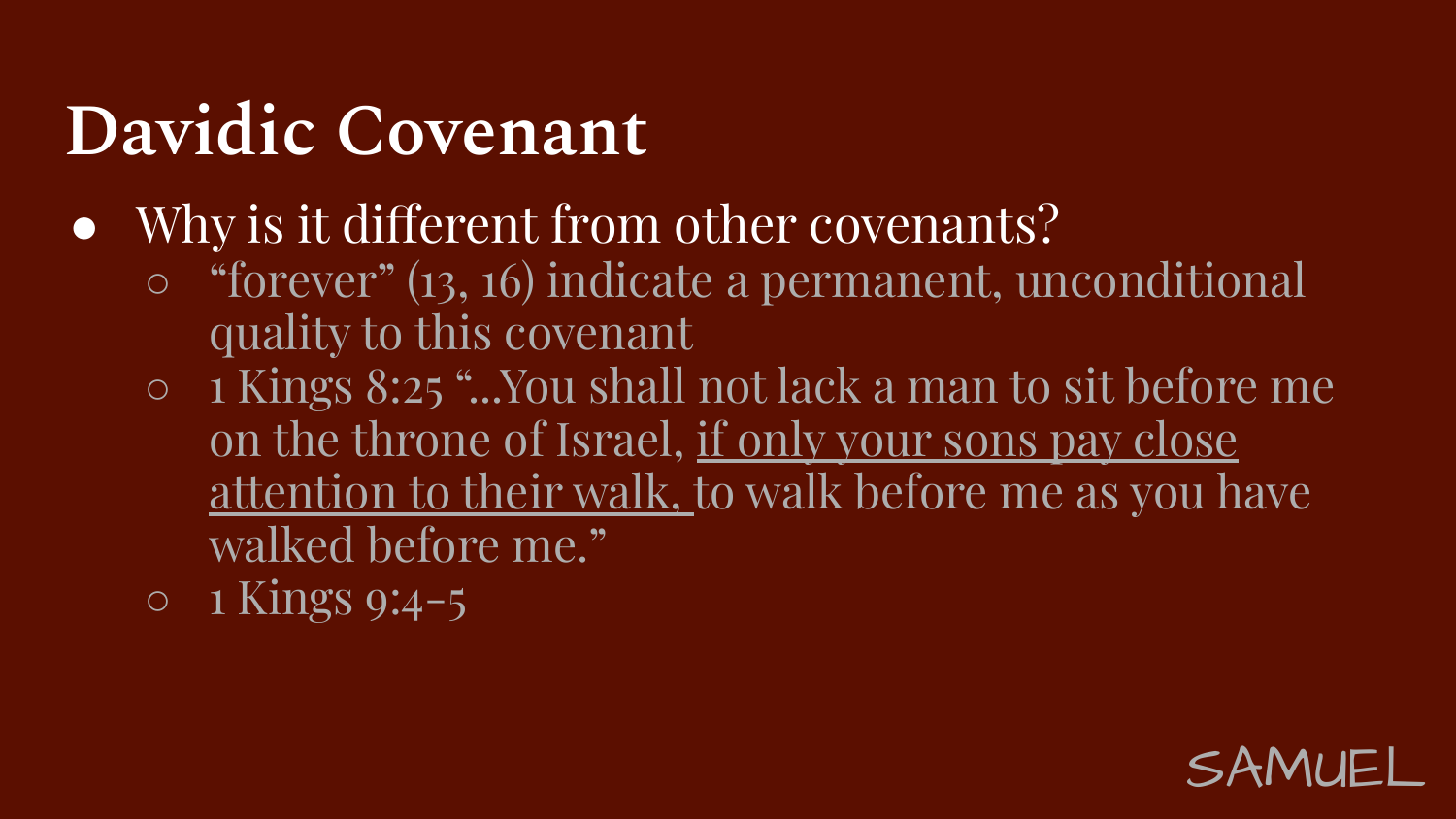# Davidic Covenant

- Why is it different from other covenants?
    - "forever" (13, 16) indicate a permanent, unconditional quality to this covenant
    - 1 Kings 8:25 "...You shall not lack a man to sit before me on the throne of Israel, <u>if only your sons pay close attention to their walk,</u> to walk before me as you have walked before me."
    - 1 Kings 9:4-5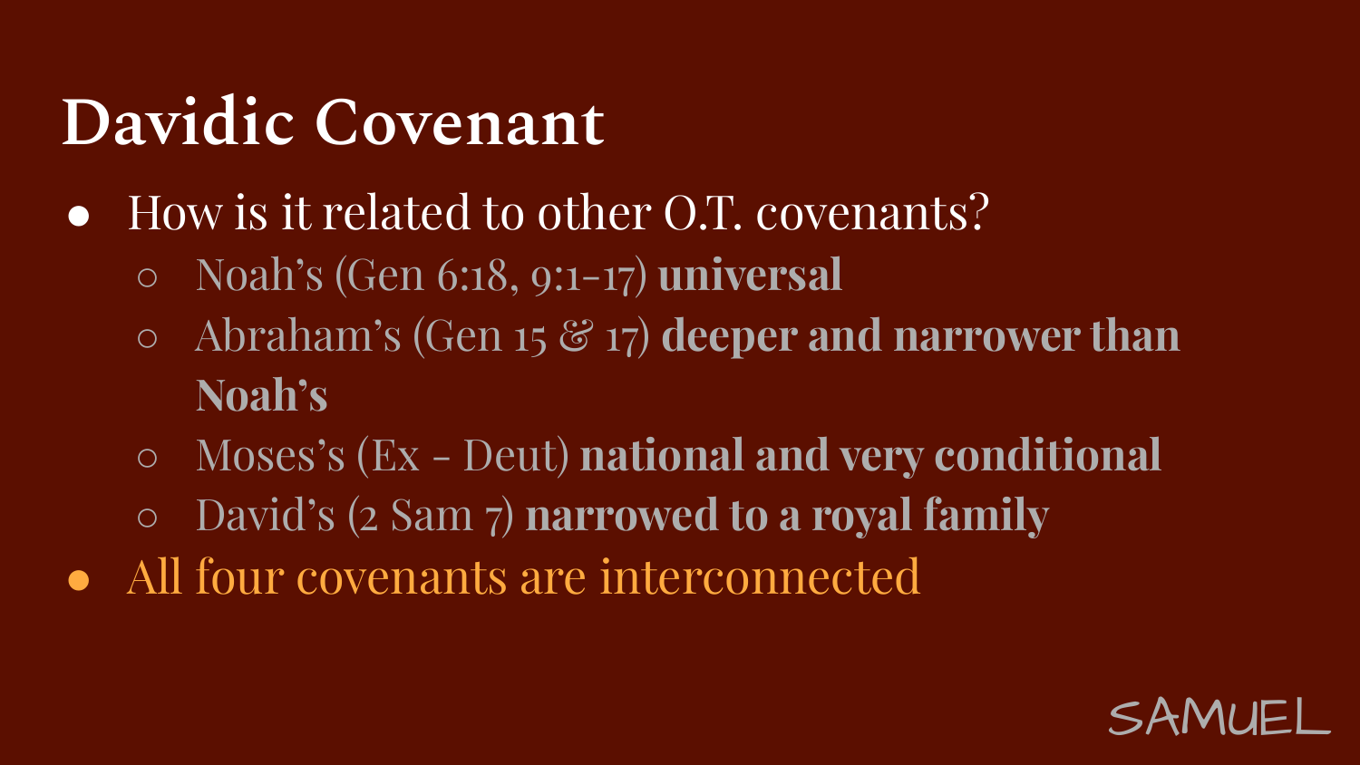# Davidic Covenant

- How is it related to other O.T. covenants?
  - Noah's (Gen 6:18, 9:1-17) **universal**
  - Abraham's (Gen 15 & 17) **deeper and narrower than Noah's**
  - Moses's (Ex - Deut) **national and very conditional**
  - David's (2 Sam 7) **narrowed to a royal family**
- All four covenants are interconnected

SAMUEL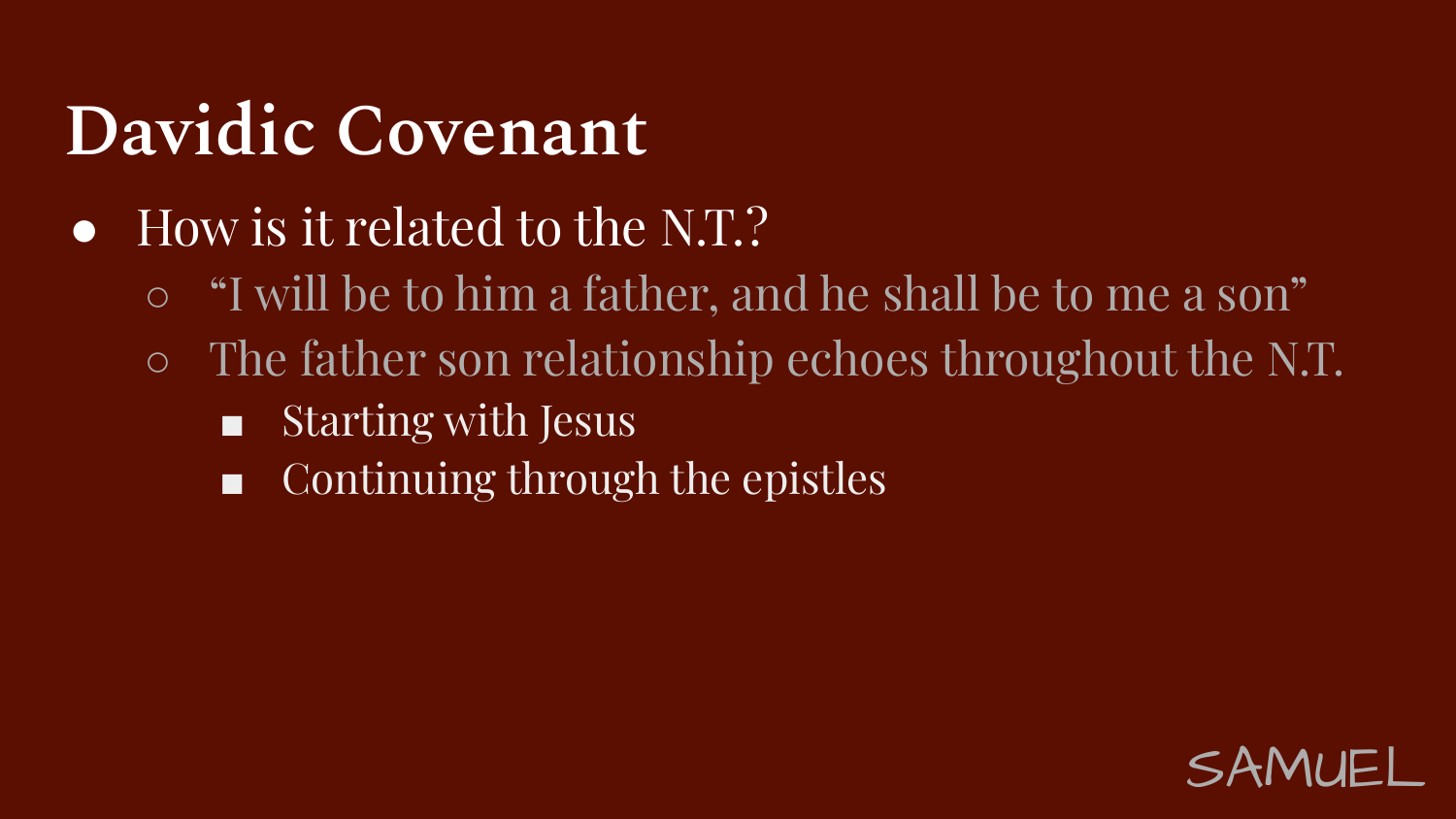# Davidic Covenant

- How is it related to the N.T.?
  - "I will be to him a father, and he shall be to me a son"
  - The father son relationship echoes throughout the N.T.
    - Starting with Jesus
    - Continuing through the epistles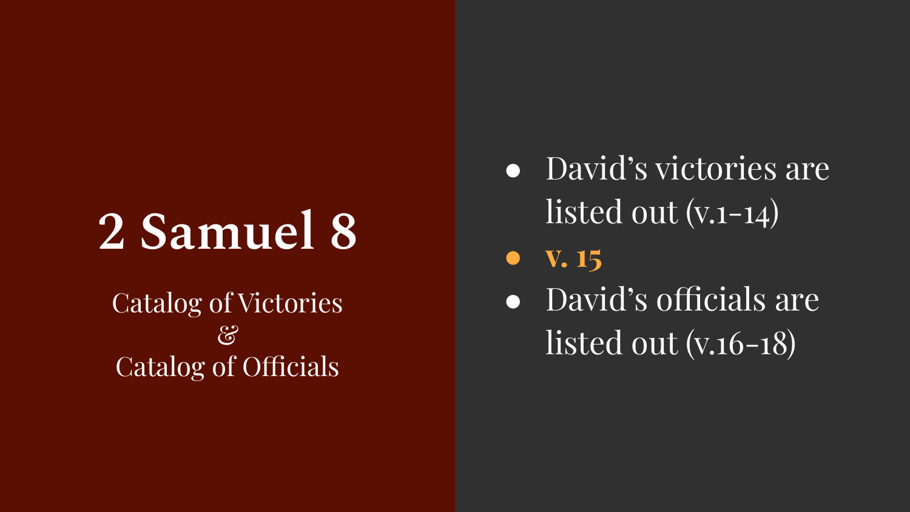# 2 Samuel 8

Catalog of Victories
&
Catalog of Officials

- David's victories are listed out (v.1-14)
- **v. 15**
- David's officials are listed out (v.16-18)